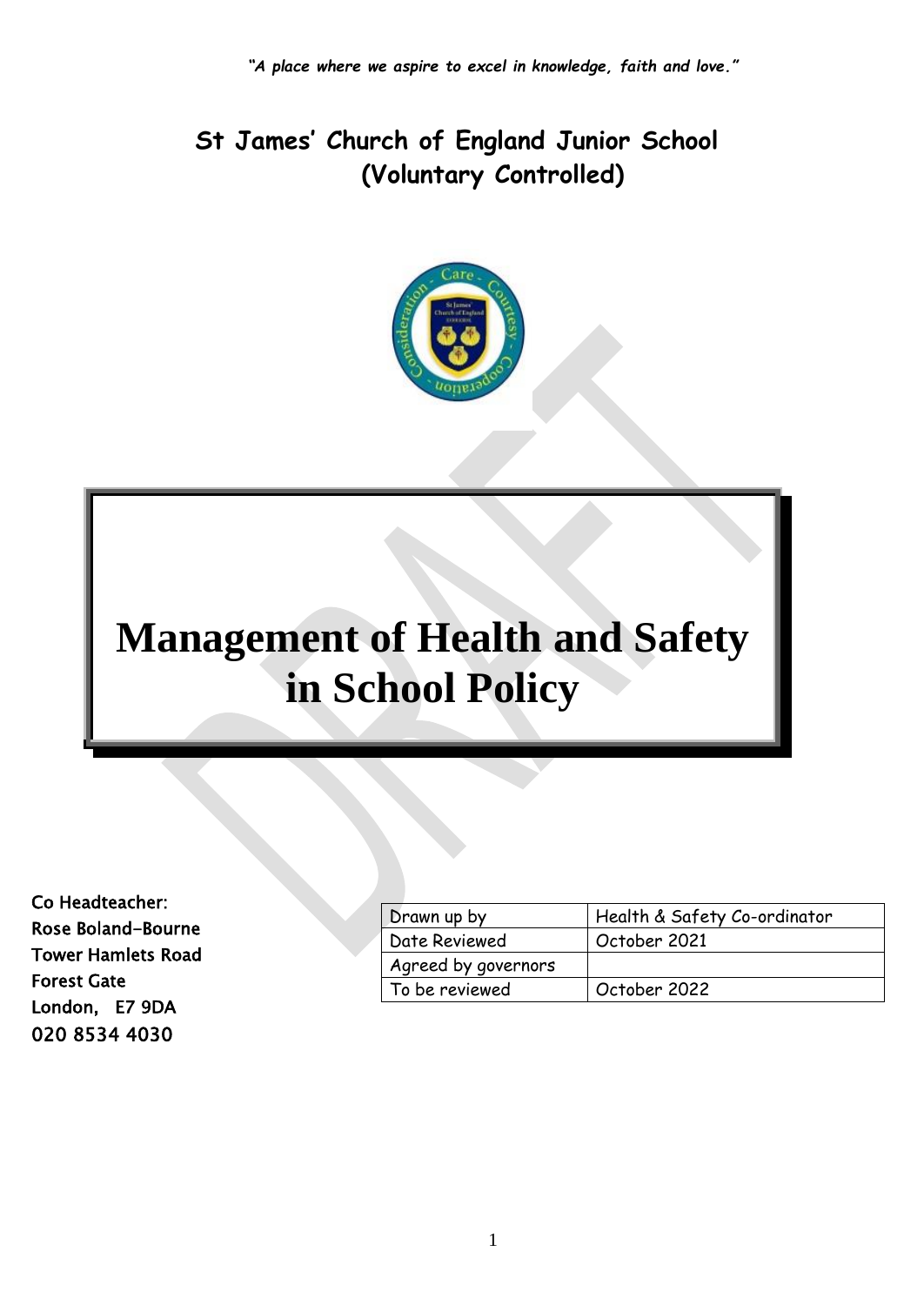*"A place where we aspire to excel in knowledge, faith and love."*

**St James' Church of England Junior School (Voluntary Controlled)**

# Management of Health and Safety in School Policy

Co Headteacher:
Rose Boland-Bourne
Tower Hamlets Road
Forest Gate
London, E7 9DA
020 8534 4030

| Drawn up by | Health & Safety Co-ordinator |
|---|---|
| Date Reviewed | October 2021 |
| Agreed by governors | |
| To be reviewed | October 2022 |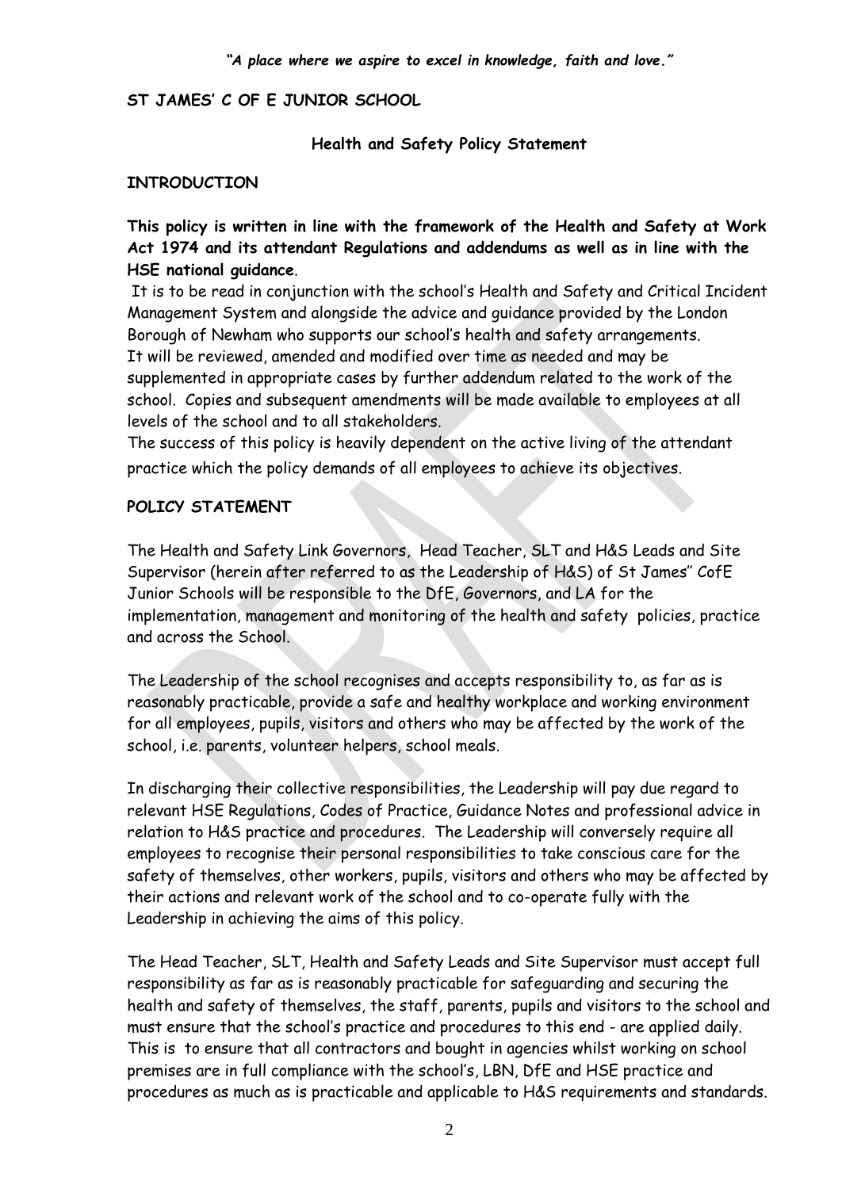*"A place where we aspire to excel in knowledge, faith and love."*

**ST JAMES' C OF E JUNIOR SCHOOL**

**Health and Safety Policy Statement**

**INTRODUCTION**

**This policy is written in line with the framework of the Health and Safety at Work Act 1974 and its attendant Regulations and addendums as well as in line with the HSE national guidance.**

It is to be read in conjunction with the school's Health and Safety and Critical Incident Management System and alongside the advice and guidance provided by the London Borough of Newham who supports our school's health and safety arrangements.

It will be reviewed, amended and modified over time as needed and may be supplemented in appropriate cases by further addendum related to the work of the school. Copies and subsequent amendments will be made available to employees at all levels of the school and to all stakeholders.

The success of this policy is heavily dependent on the active living of the attendant practice which the policy demands of all employees to achieve its objectives.

**POLICY STATEMENT**

The Health and Safety Link Governors, Head Teacher, SLT and H&S Leads and Site Supervisor (herein after referred to as the Leadership of H&S) of St James'' CofE Junior Schools will be responsible to the DfE, Governors, and LA for the implementation, management and monitoring of the health and safety policies, practice and across the School.

The Leadership of the school recognises and accepts responsibility to, as far as is reasonably practicable, provide a safe and healthy workplace and working environment for all employees, pupils, visitors and others who may be affected by the work of the school, i.e. parents, volunteer helpers, school meals.

In discharging their collective responsibilities, the Leadership will pay due regard to relevant HSE Regulations, Codes of Practice, Guidance Notes and professional advice in relation to H&S practice and procedures. The Leadership will conversely require all employees to recognise their personal responsibilities to take conscious care for the safety of themselves, other workers, pupils, visitors and others who may be affected by their actions and relevant work of the school and to co-operate fully with the Leadership in achieving the aims of this policy.

The Head Teacher, SLT, Health and Safety Leads and Site Supervisor must accept full responsibility as far as is reasonably practicable for safeguarding and securing the health and safety of themselves, the staff, parents, pupils and visitors to the school and must ensure that the school's practice and procedures to this end - are applied daily. This is to ensure that all contractors and bought in agencies whilst working on school premises are in full compliance with the school's, LBN, DfE and HSE practice and procedures as much as is practicable and applicable to H&S requirements and standards.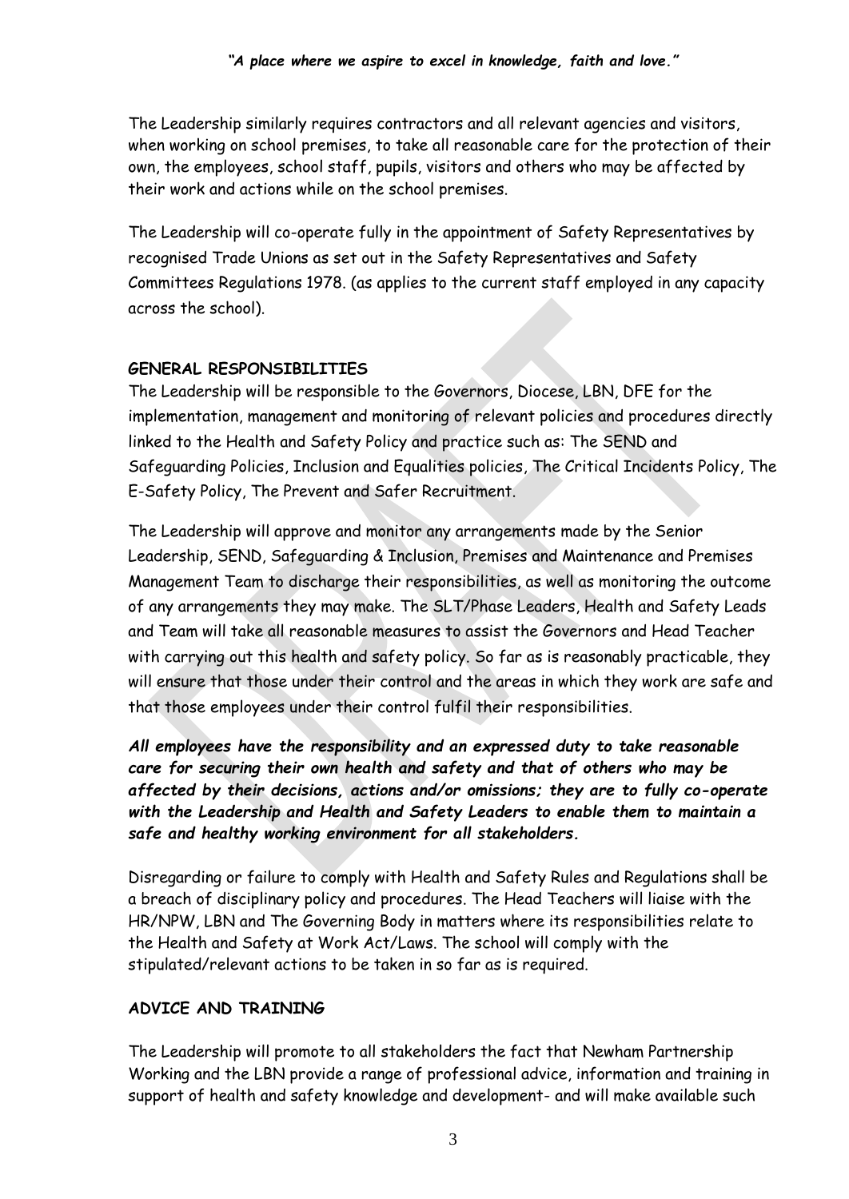The Leadership similarly requires contractors and all relevant agencies and visitors, when working on school premises, to take all reasonable care for the protection of their own, the employees, school staff, pupils, visitors and others who may be affected by their work and actions while on the school premises.

The Leadership will co-operate fully in the appointment of Safety Representatives by recognised Trade Unions as set out in the Safety Representatives and Safety Committees Regulations 1978. (as applies to the current staff employed in any capacity across the school).

**GENERAL RESPONSIBILITIES**

The Leadership will be responsible to the Governors, Diocese, LBN, DFE for the implementation, management and monitoring of relevant policies and procedures directly linked to the Health and Safety Policy and practice such as: The SEND and Safeguarding Policies, Inclusion and Equalities policies, The Critical Incidents Policy, The E-Safety Policy, The Prevent and Safer Recruitment.

The Leadership will approve and monitor any arrangements made by the Senior Leadership, SEND, Safeguarding & Inclusion, Premises and Maintenance and Premises Management Team to discharge their responsibilities, as well as monitoring the outcome of any arrangements they may make. The SLT/Phase Leaders, Health and Safety Leads and Team will take all reasonable measures to assist the Governors and Head Teacher with carrying out this health and safety policy. So far as is reasonably practicable, they will ensure that those under their control and the areas in which they work are safe and that those employees under their control fulfil their responsibilities.

***All employees have the responsibility and an expressed duty to take reasonable care for securing their own health and safety and that of others who may be affected by their decisions, actions and/or omissions; they are to fully co-operate with the Leadership and Health and Safety Leaders to enable them to maintain a safe and healthy working environment for all stakeholders.***

Disregarding or failure to comply with Health and Safety Rules and Regulations shall be a breach of disciplinary policy and procedures. The Head Teachers will liaise with the HR/NPW, LBN and The Governing Body in matters where its responsibilities relate to the Health and Safety at Work Act/Laws. The school will comply with the stipulated/relevant actions to be taken in so far as is required.

**ADVICE AND TRAINING**

The Leadership will promote to all stakeholders the fact that Newham Partnership Working and the LBN provide a range of professional advice, information and training in support of health and safety knowledge and development- and will make available such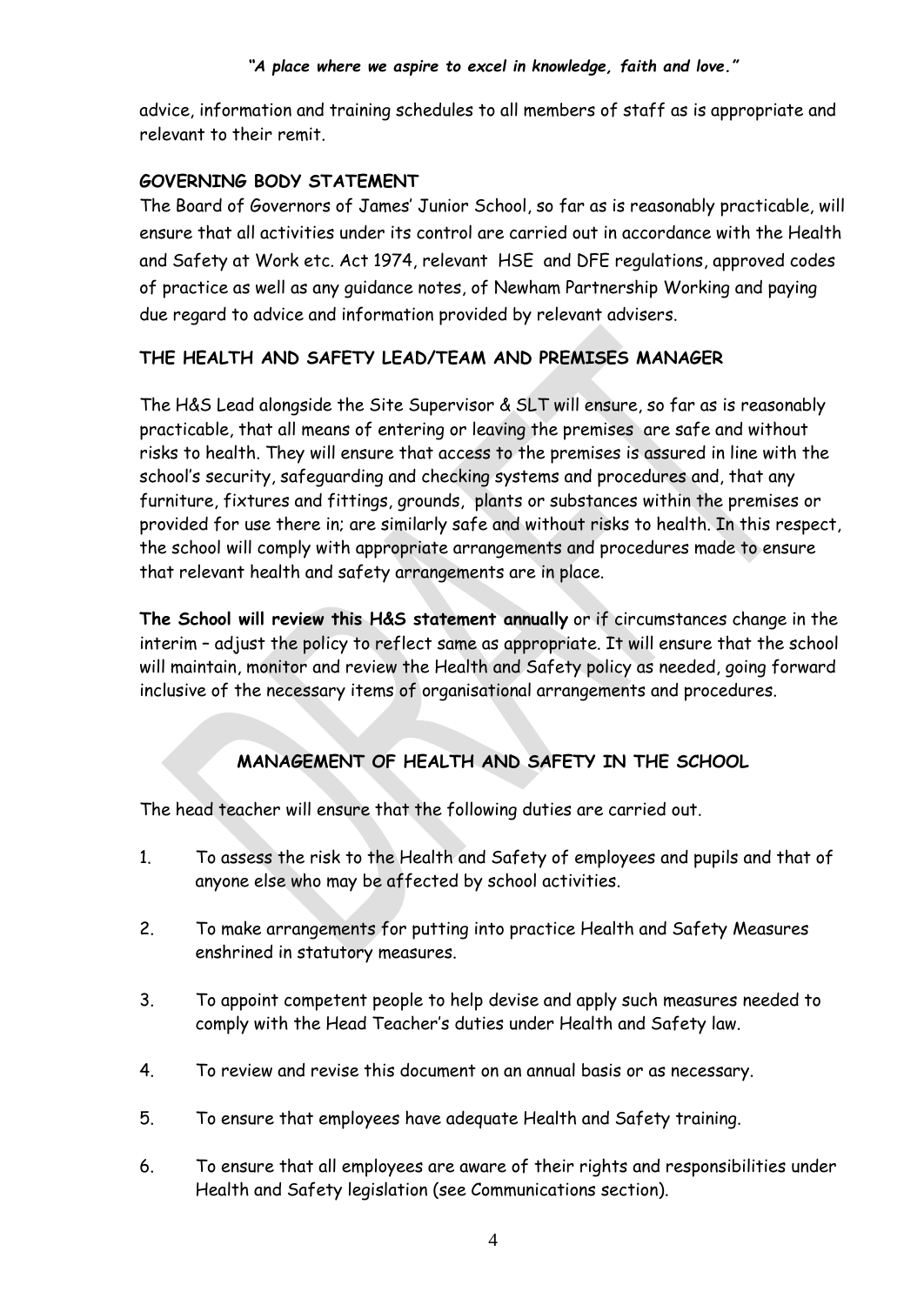advice, information and training schedules to all members of staff as is appropriate and relevant to their remit.

**GOVERNING BODY STATEMENT**

The Board of Governors of James' Junior School, so far as is reasonably practicable, will ensure that all activities under its control are carried out in accordance with the Health and Safety at Work etc. Act 1974, relevant HSE and DFE regulations, approved codes of practice as well as any guidance notes, of Newham Partnership Working and paying due regard to advice and information provided by relevant advisers.

**THE HEALTH AND SAFETY LEAD/TEAM AND PREMISES MANAGER**

The H&S Lead alongside the Site Supervisor & SLT will ensure, so far as is reasonably practicable, that all means of entering or leaving the premises are safe and without risks to health. They will ensure that access to the premises is assured in line with the school's security, safeguarding and checking systems and procedures and, that any furniture, fixtures and fittings, grounds, plants or substances within the premises or provided for use there in; are similarly safe and without risks to health. In this respect, the school will comply with appropriate arrangements and procedures made to ensure that relevant health and safety arrangements are in place.

**The School will review this H&S statement annually** or if circumstances change in the interim – adjust the policy to reflect same as appropriate. It will ensure that the school will maintain, monitor and review the Health and Safety policy as needed, going forward inclusive of the necessary items of organisational arrangements and procedures.

## MANAGEMENT OF HEALTH AND SAFETY IN THE SCHOOL

The head teacher will ensure that the following duties are carried out.

1. To assess the risk to the Health and Safety of employees and pupils and that of anyone else who may be affected by school activities.

2. To make arrangements for putting into practice Health and Safety Measures enshrined in statutory measures.

3. To appoint competent people to help devise and apply such measures needed to comply with the Head Teacher's duties under Health and Safety law.

4. To review and revise this document on an annual basis or as necessary.

5. To ensure that employees have adequate Health and Safety training.

6. To ensure that all employees are aware of their rights and responsibilities under Health and Safety legislation (see Communications section).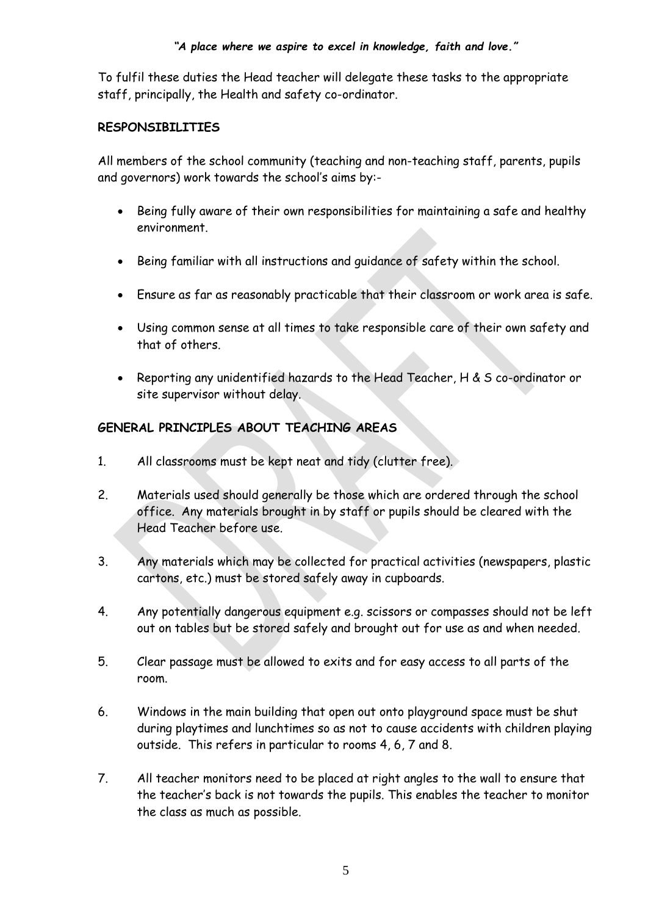To fulfil these duties the Head teacher will delegate these tasks to the appropriate staff, principally, the Health and safety co-ordinator.

**RESPONSIBILITIES**

All members of the school community (teaching and non-teaching staff, parents, pupils and governors) work towards the school's aims by:-

- Being fully aware of their own responsibilities for maintaining a safe and healthy environment.
- Being familiar with all instructions and guidance of safety within the school.
- Ensure as far as reasonably practicable that their classroom or work area is safe.
- Using common sense at all times to take responsible care of their own safety and that of others.
- Reporting any unidentified hazards to the Head Teacher, H & S co-ordinator or site supervisor without delay.

**GENERAL PRINCIPLES ABOUT TEACHING AREAS**

1. All classrooms must be kept neat and tidy (clutter free).
2. Materials used should generally be those which are ordered through the school office. Any materials brought in by staff or pupils should be cleared with the Head Teacher before use.
3. Any materials which may be collected for practical activities (newspapers, plastic cartons, etc.) must be stored safely away in cupboards.
4. Any potentially dangerous equipment e.g. scissors or compasses should not be left out on tables but be stored safely and brought out for use as and when needed.
5. Clear passage must be allowed to exits and for easy access to all parts of the room.
6. Windows in the main building that open out onto playground space must be shut during playtimes and lunchtimes so as not to cause accidents with children playing outside. This refers in particular to rooms 4, 6, 7 and 8.
7. All teacher monitors need to be placed at right angles to the wall to ensure that the teacher's back is not towards the pupils. This enables the teacher to monitor the class as much as possible.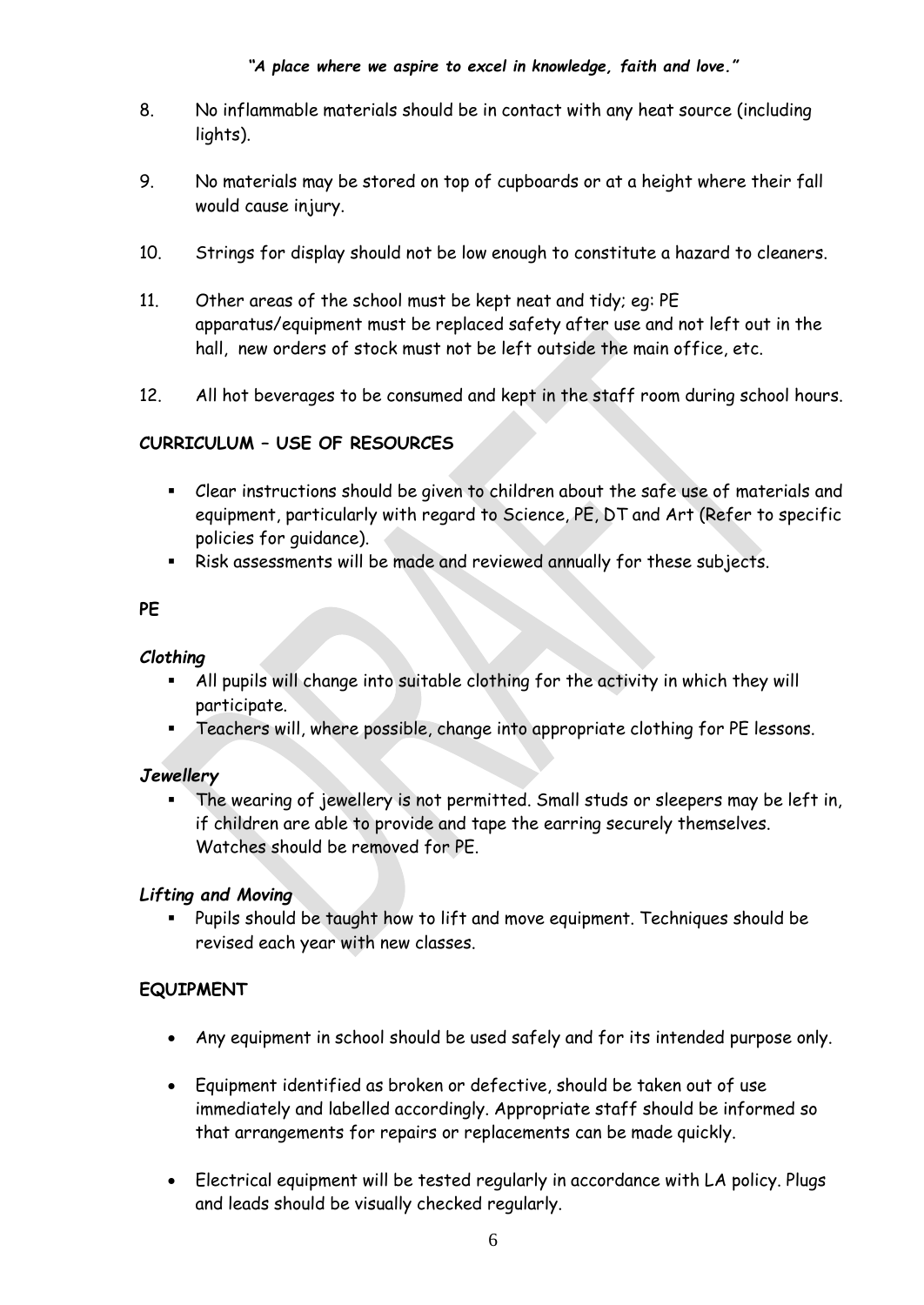8. No inflammable materials should be in contact with any heat source (including lights).

9. No materials may be stored on top of cupboards or at a height where their fall would cause injury.

10. Strings for display should not be low enough to constitute a hazard to cleaners.

11. Other areas of the school must be kept neat and tidy; eg: PE apparatus/equipment must be replaced safety after use and not left out in the hall, new orders of stock must not be left outside the main office, etc.

12. All hot beverages to be consumed and kept in the staff room during school hours.

**CURRICULUM – USE OF RESOURCES**

- Clear instructions should be given to children about the safe use of materials and equipment, particularly with regard to Science, PE, DT and Art (Refer to specific policies for guidance).
- Risk assessments will be made and reviewed annually for these subjects.

**PE**

***Clothing***

- All pupils will change into suitable clothing for the activity in which they will participate.
- Teachers will, where possible, change into appropriate clothing for PE lessons.

***Jewellery***

- The wearing of jewellery is not permitted. Small studs or sleepers may be left in, if children are able to provide and tape the earring securely themselves. Watches should be removed for PE.

***Lifting and Moving***

- Pupils should be taught how to lift and move equipment. Techniques should be revised each year with new classes.

**EQUIPMENT**

- Any equipment in school should be used safely and for its intended purpose only.
- Equipment identified as broken or defective, should be taken out of use immediately and labelled accordingly. Appropriate staff should be informed so that arrangements for repairs or replacements can be made quickly.
- Electrical equipment will be tested regularly in accordance with LA policy. Plugs and leads should be visually checked regularly.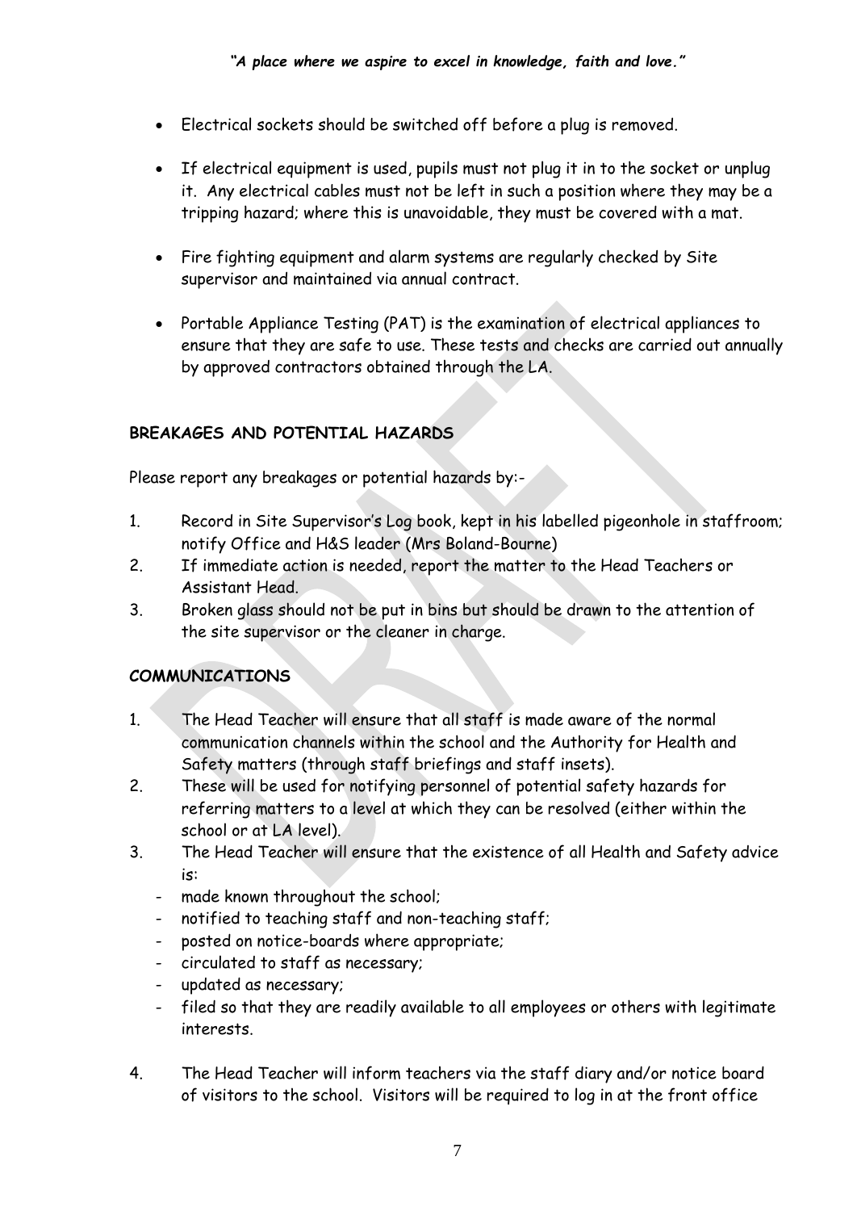- Electrical sockets should be switched off before a plug is removed.

- If electrical equipment is used, pupils must not plug it in to the socket or unplug it. Any electrical cables must not be left in such a position where they may be a tripping hazard; where this is unavoidable, they must be covered with a mat.

- Fire fighting equipment and alarm systems are regularly checked by Site supervisor and maintained via annual contract.

- Portable Appliance Testing (PAT) is the examination of electrical appliances to ensure that they are safe to use. These tests and checks are carried out annually by approved contractors obtained through the LA.

**BREAKAGES AND POTENTIAL HAZARDS**

Please report any breakages or potential hazards by:-

1. Record in Site Supervisor's Log book, kept in his labelled pigeonhole in staffroom; notify Office and H&S leader (Mrs Boland-Bourne)
2. If immediate action is needed, report the matter to the Head Teachers or Assistant Head.
3. Broken glass should not be put in bins but should be drawn to the attention of the site supervisor or the cleaner in charge.

**COMMUNICATIONS**

1. The Head Teacher will ensure that all staff is made aware of the normal communication channels within the school and the Authority for Health and Safety matters (through staff briefings and staff insets).
2. These will be used for notifying personnel of potential safety hazards for referring matters to a level at which they can be resolved (either within the school or at LA level).
3. The Head Teacher will ensure that the existence of all Health and Safety advice is:
   - made known throughout the school;
   - notified to teaching staff and non-teaching staff;
   - posted on notice-boards where appropriate;
   - circulated to staff as necessary;
   - updated as necessary;
   - filed so that they are readily available to all employees or others with legitimate interests.
4. The Head Teacher will inform teachers via the staff diary and/or notice board of visitors to the school. Visitors will be required to log in at the front office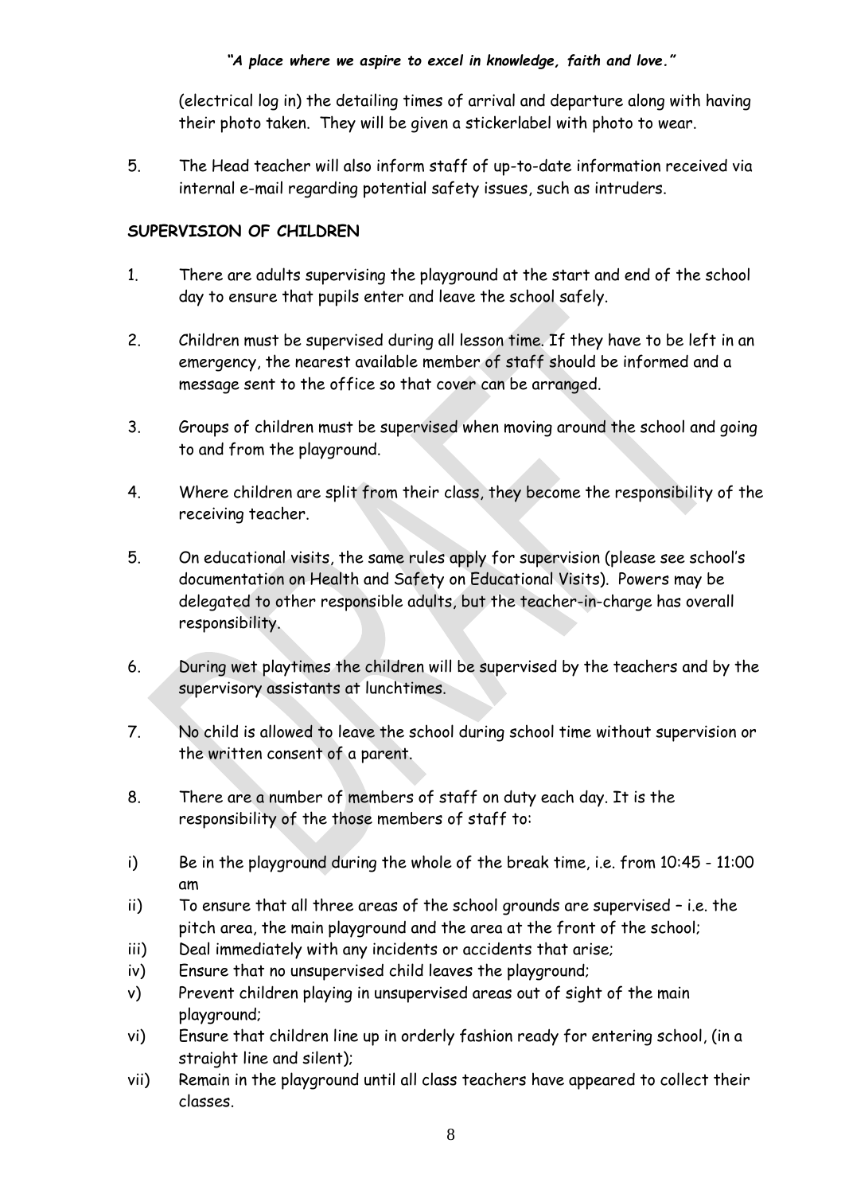(electrical log in) the detailing times of arrival and departure along with having their photo taken. They will be given a stickerlabel with photo to wear.

5. The Head teacher will also inform staff of up-to-date information received via internal e-mail regarding potential safety issues, such as intruders.

**SUPERVISION OF CHILDREN**

1. There are adults supervising the playground at the start and end of the school day to ensure that pupils enter and leave the school safely.

2. Children must be supervised during all lesson time. If they have to be left in an emergency, the nearest available member of staff should be informed and a message sent to the office so that cover can be arranged.

3. Groups of children must be supervised when moving around the school and going to and from the playground.

4. Where children are split from their class, they become the responsibility of the receiving teacher.

5. On educational visits, the same rules apply for supervision (please see school's documentation on Health and Safety on Educational Visits). Powers may be delegated to other responsible adults, but the teacher-in-charge has overall responsibility.

6. During wet playtimes the children will be supervised by the teachers and by the supervisory assistants at lunchtimes.

7. No child is allowed to leave the school during school time without supervision or the written consent of a parent.

8. There are a number of members of staff on duty each day. It is the responsibility of the those members of staff to:

i) Be in the playground during the whole of the break time, i.e. from 10:45 - 11:00 am
ii) To ensure that all three areas of the school grounds are supervised – i.e. the pitch area, the main playground and the area at the front of the school;
iii) Deal immediately with any incidents or accidents that arise;
iv) Ensure that no unsupervised child leaves the playground;
v) Prevent children playing in unsupervised areas out of sight of the main playground;
vi) Ensure that children line up in orderly fashion ready for entering school, (in a straight line and silent);
vii) Remain in the playground until all class teachers have appeared to collect their classes.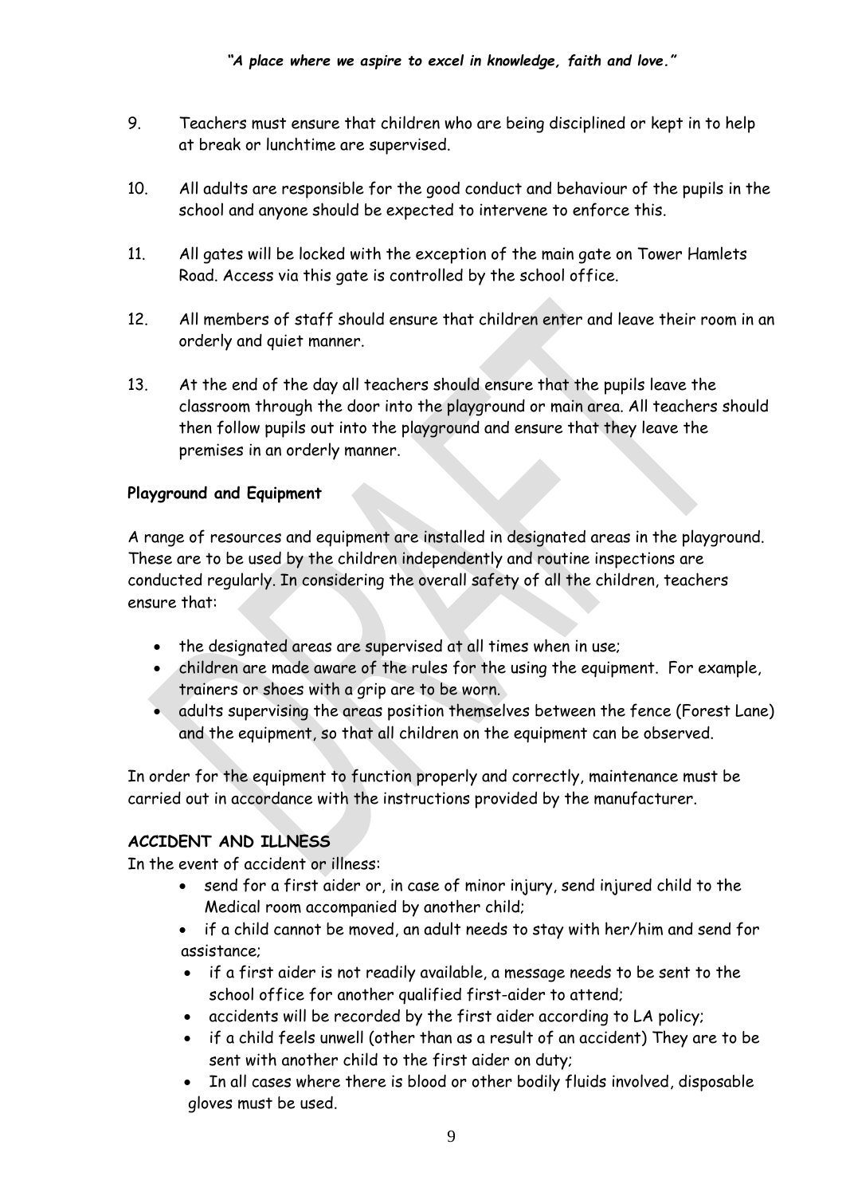9. Teachers must ensure that children who are being disciplined or kept in to help at break or lunchtime are supervised.

10. All adults are responsible for the good conduct and behaviour of the pupils in the school and anyone should be expected to intervene to enforce this.

11. All gates will be locked with the exception of the main gate on Tower Hamlets Road. Access via this gate is controlled by the school office.

12. All members of staff should ensure that children enter and leave their room in an orderly and quiet manner.

13. At the end of the day all teachers should ensure that the pupils leave the classroom through the door into the playground or main area. All teachers should then follow pupils out into the playground and ensure that they leave the premises in an orderly manner.

**Playground and Equipment**

A range of resources and equipment are installed in designated areas in the playground. These are to be used by the children independently and routine inspections are conducted regularly. In considering the overall safety of all the children, teachers ensure that:

- the designated areas are supervised at all times when in use;
- children are made aware of the rules for the using the equipment. For example, trainers or shoes with a grip are to be worn.
- adults supervising the areas position themselves between the fence (Forest Lane) and the equipment, so that all children on the equipment can be observed.

In order for the equipment to function properly and correctly, maintenance must be carried out in accordance with the instructions provided by the manufacturer.

**ACCIDENT AND ILLNESS**

In the event of accident or illness:

- send for a first aider or, in case of minor injury, send injured child to the Medical room accompanied by another child;
- if a child cannot be moved, an adult needs to stay with her/him and send for assistance;
- if a first aider is not readily available, a message needs to be sent to the school office for another qualified first-aider to attend;
- accidents will be recorded by the first aider according to LA policy;
- if a child feels unwell (other than as a result of an accident) They are to be sent with another child to the first aider on duty;
- In all cases where there is blood or other bodily fluids involved, disposable gloves must be used.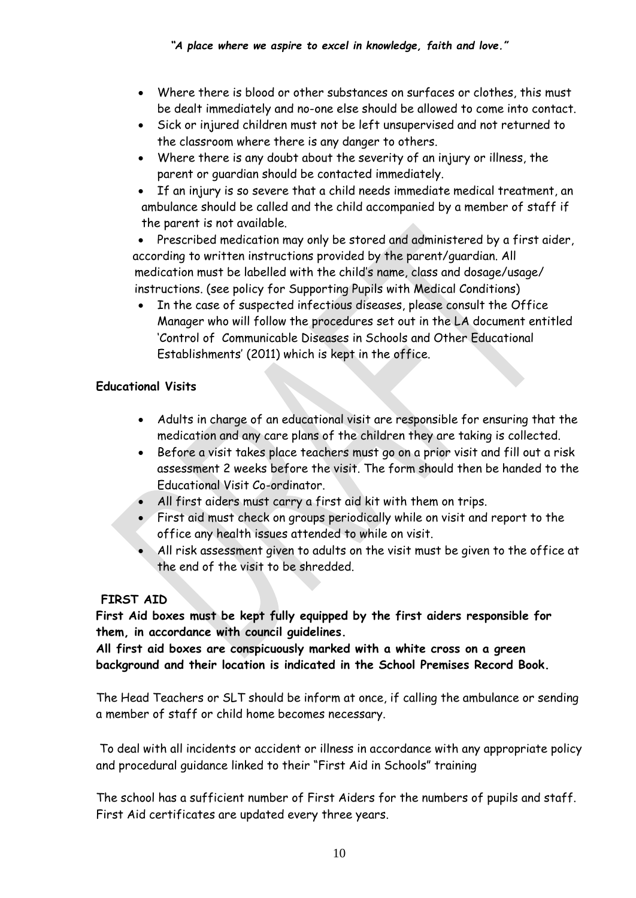- Where there is blood or other substances on surfaces or clothes, this must be dealt immediately and no-one else should be allowed to come into contact.
- Sick or injured children must not be left unsupervised and not returned to the classroom where there is any danger to others.
- Where there is any doubt about the severity of an injury or illness, the parent or guardian should be contacted immediately.
- If an injury is so severe that a child needs immediate medical treatment, an ambulance should be called and the child accompanied by a member of staff if the parent is not available.
- Prescribed medication may only be stored and administered by a first aider, according to written instructions provided by the parent/guardian. All medication must be labelled with the child's name, class and dosage/usage/ instructions. (see policy for Supporting Pupils with Medical Conditions)
- In the case of suspected infectious diseases, please consult the Office Manager who will follow the procedures set out in the LA document entitled 'Control of Communicable Diseases in Schools and Other Educational Establishments' (2011) which is kept in the office.

**Educational Visits**

- Adults in charge of an educational visit are responsible for ensuring that the medication and any care plans of the children they are taking is collected.
- Before a visit takes place teachers must go on a prior visit and fill out a risk assessment 2 weeks before the visit. The form should then be handed to the Educational Visit Co-ordinator.
- All first aiders must carry a first aid kit with them on trips.
- First aid must check on groups periodically while on visit and report to the office any health issues attended to while on visit.
- All risk assessment given to adults on the visit must be given to the office at the end of the visit to be shredded.

**FIRST AID**

**First Aid boxes must be kept fully equipped by the first aiders responsible for them, in accordance with council guidelines.**

**All first aid boxes are conspicuously marked with a white cross on a green background and their location is indicated in the School Premises Record Book.**

The Head Teachers or SLT should be inform at once, if calling the ambulance or sending a member of staff or child home becomes necessary.

To deal with all incidents or accident or illness in accordance with any appropriate policy and procedural guidance linked to their "First Aid in Schools" training

The school has a sufficient number of First Aiders for the numbers of pupils and staff. First Aid certificates are updated every three years.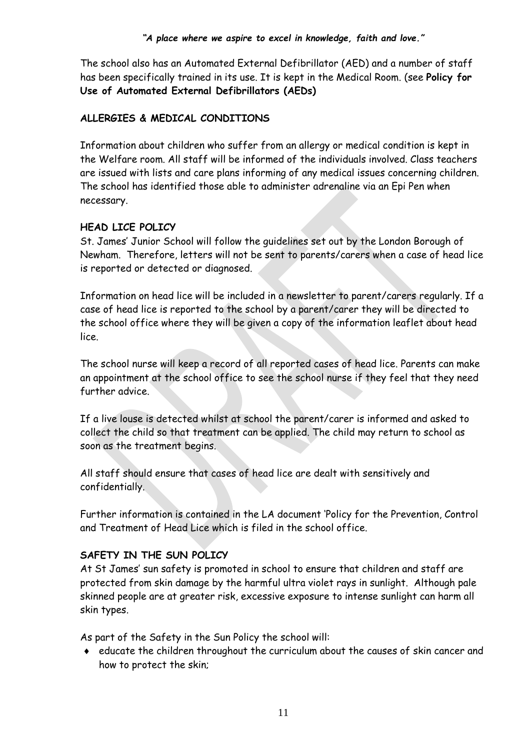The school also has an Automated External Defibrillator (AED) and a number of staff has been specifically trained in its use. It is kept in the Medical Room. (see **Policy for Use of Automated External Defibrillators (AEDs)**

**ALLERGIES & MEDICAL CONDITIONS**

Information about children who suffer from an allergy or medical condition is kept in the Welfare room. All staff will be informed of the individuals involved. Class teachers are issued with lists and care plans informing of any medical issues concerning children. The school has identified those able to administer adrenaline via an Epi Pen when necessary.

**HEAD LICE POLICY**

St. James' Junior School will follow the guidelines set out by the London Borough of Newham. Therefore, letters will not be sent to parents/carers when a case of head lice is reported or detected or diagnosed.

Information on head lice will be included in a newsletter to parent/carers regularly. If a case of head lice is reported to the school by a parent/carer they will be directed to the school office where they will be given a copy of the information leaflet about head lice.

The school nurse will keep a record of all reported cases of head lice. Parents can make an appointment at the school office to see the school nurse if they feel that they need further advice.

If a live louse is detected whilst at school the parent/carer is informed and asked to collect the child so that treatment can be applied. The child may return to school as soon as the treatment begins.

All staff should ensure that cases of head lice are dealt with sensitively and confidentially.

Further information is contained in the LA document 'Policy for the Prevention, Control and Treatment of Head Lice which is filed in the school office.

**SAFETY IN THE SUN POLICY**

At St James' sun safety is promoted in school to ensure that children and staff are protected from skin damage by the harmful ultra violet rays in sunlight. Although pale skinned people are at greater risk, excessive exposure to intense sunlight can harm all skin types.

As part of the Safety in the Sun Policy the school will:

- educate the children throughout the curriculum about the causes of skin cancer and how to protect the skin;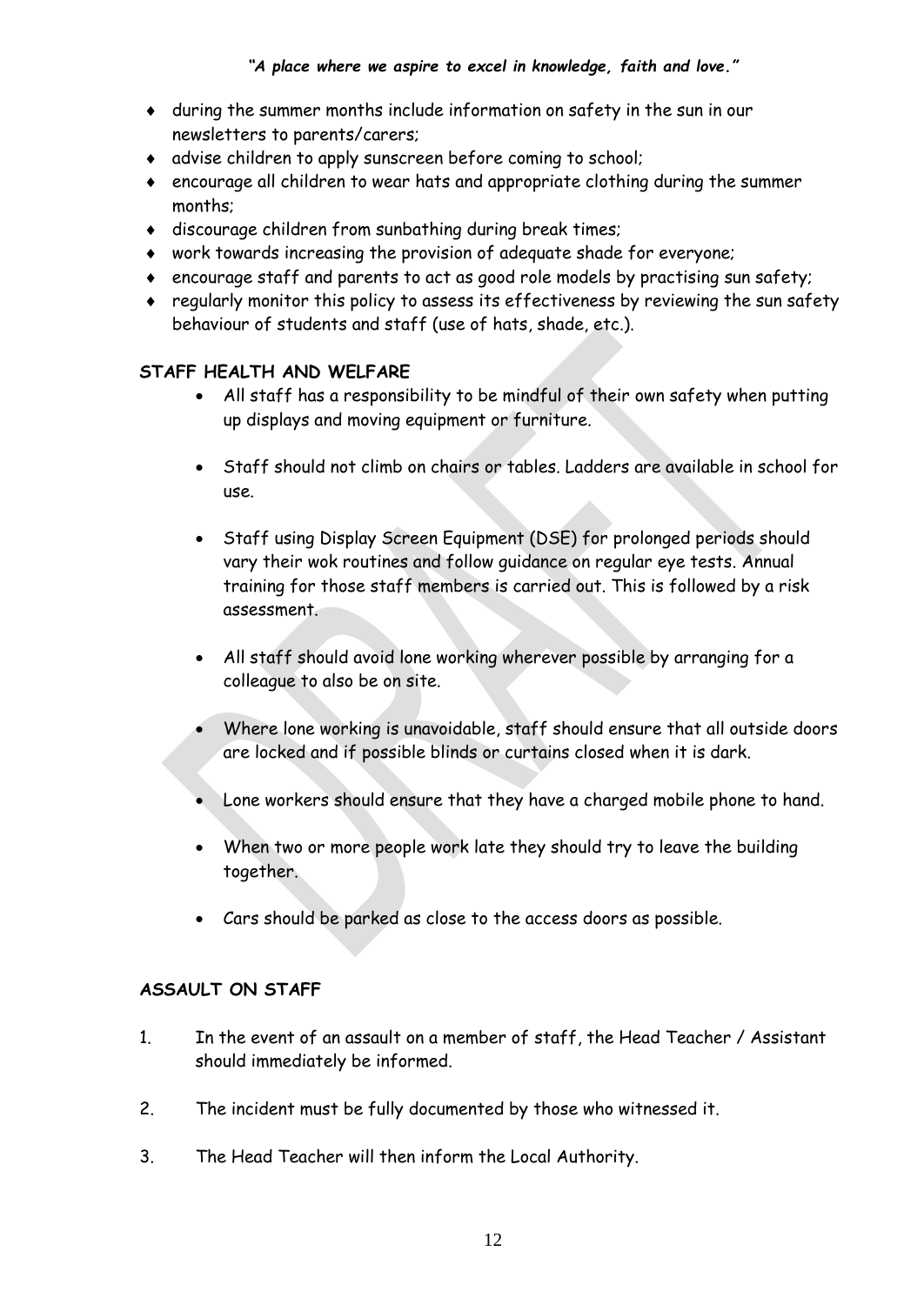- during the summer months include information on safety in the sun in our newsletters to parents/carers;
- advise children to apply sunscreen before coming to school;
- encourage all children to wear hats and appropriate clothing during the summer months;
- discourage children from sunbathing during break times;
- work towards increasing the provision of adequate shade for everyone;
- encourage staff and parents to act as good role models by practising sun safety;
- regularly monitor this policy to assess its effectiveness by reviewing the sun safety behaviour of students and staff (use of hats, shade, etc.).

**STAFF HEALTH AND WELFARE**

- All staff has a responsibility to be mindful of their own safety when putting up displays and moving equipment or furniture.
- Staff should not climb on chairs or tables. Ladders are available in school for use.
- Staff using Display Screen Equipment (DSE) for prolonged periods should vary their wok routines and follow guidance on regular eye tests. Annual training for those staff members is carried out. This is followed by a risk assessment.
- All staff should avoid lone working wherever possible by arranging for a colleague to also be on site.
- Where lone working is unavoidable, staff should ensure that all outside doors are locked and if possible blinds or curtains closed when it is dark.
- Lone workers should ensure that they have a charged mobile phone to hand.
- When two or more people work late they should try to leave the building together.
- Cars should be parked as close to the access doors as possible.

**ASSAULT ON STAFF**

1. In the event of an assault on a member of staff, the Head Teacher / Assistant should immediately be informed.
2. The incident must be fully documented by those who witnessed it.
3. The Head Teacher will then inform the Local Authority.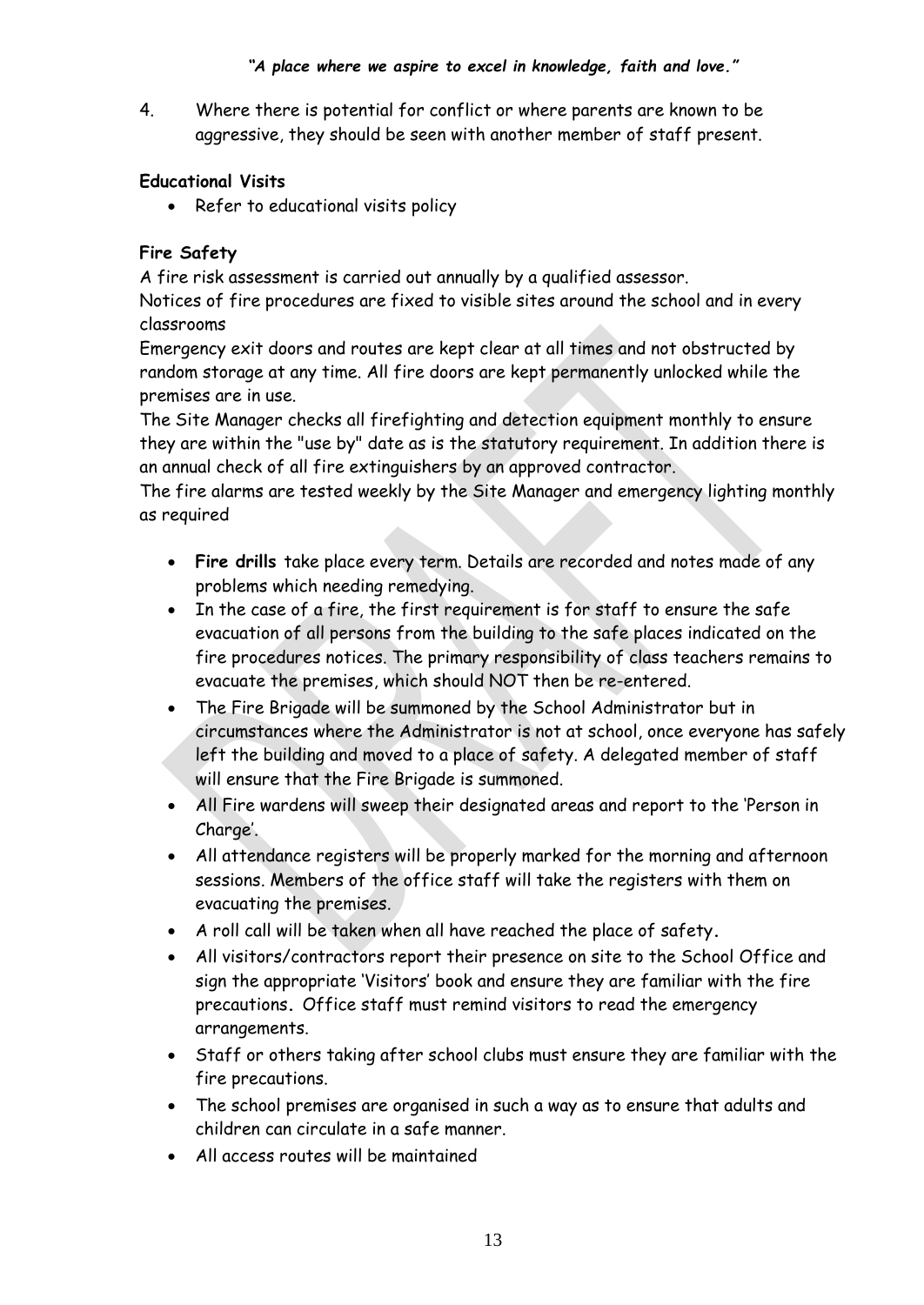4. Where there is potential for conflict or where parents are known to be aggressive, they should be seen with another member of staff present.

**Educational Visits**

- Refer to educational visits policy

**Fire Safety**

A fire risk assessment is carried out annually by a qualified assessor.

Notices of fire procedures are fixed to visible sites around the school and in every classrooms

Emergency exit doors and routes are kept clear at all times and not obstructed by random storage at any time. All fire doors are kept permanently unlocked while the premises are in use.

The Site Manager checks all firefighting and detection equipment monthly to ensure they are within the "use by" date as is the statutory requirement. In addition there is an annual check of all fire extinguishers by an approved contractor.

The fire alarms are tested weekly by the Site Manager and emergency lighting monthly as required

- **Fire drills** take place every term. Details are recorded and notes made of any problems which needing remedying.
- In the case of a fire, the first requirement is for staff to ensure the safe evacuation of all persons from the building to the safe places indicated on the fire procedures notices. The primary responsibility of class teachers remains to evacuate the premises, which should NOT then be re-entered.
- The Fire Brigade will be summoned by the School Administrator but in circumstances where the Administrator is not at school, once everyone has safely left the building and moved to a place of safety. A delegated member of staff will ensure that the Fire Brigade is summoned.
- All Fire wardens will sweep their designated areas and report to the 'Person in Charge'.
- All attendance registers will be properly marked for the morning and afternoon sessions. Members of the office staff will take the registers with them on evacuating the premises.
- A roll call will be taken when all have reached the place of safety.
- All visitors/contractors report their presence on site to the School Office and sign the appropriate 'Visitors' book and ensure they are familiar with the fire precautions. Office staff must remind visitors to read the emergency arrangements.
- Staff or others taking after school clubs must ensure they are familiar with the fire precautions.
- The school premises are organised in such a way as to ensure that adults and children can circulate in a safe manner.
- All access routes will be maintained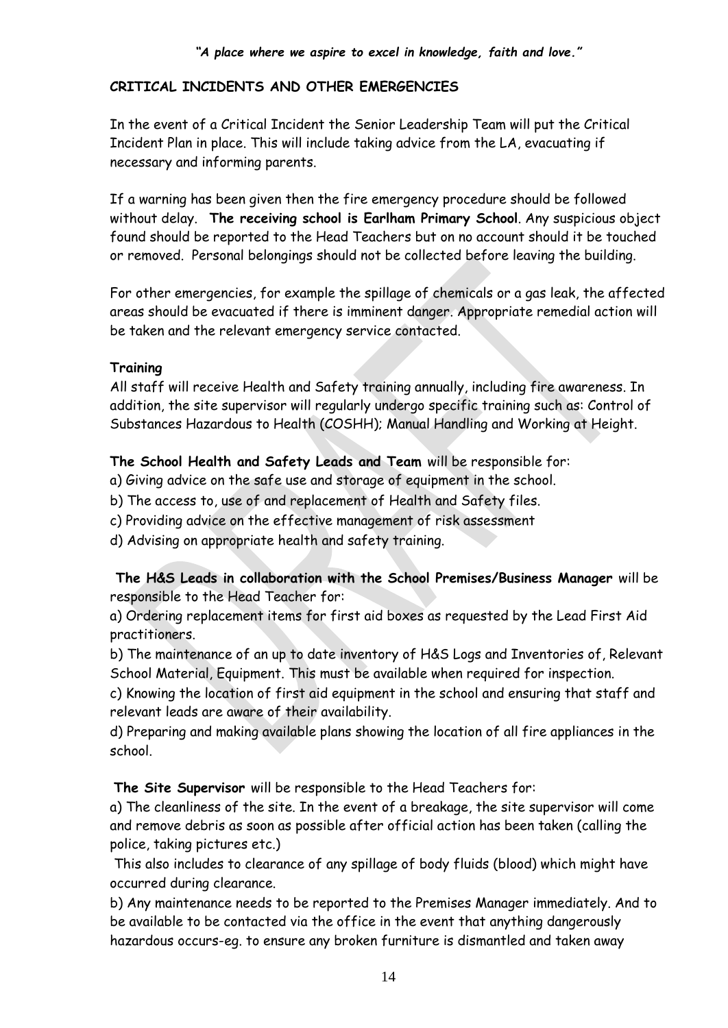**CRITICAL INCIDENTS AND OTHER EMERGENCIES**

In the event of a Critical Incident the Senior Leadership Team will put the Critical Incident Plan in place. This will include taking advice from the LA, evacuating if necessary and informing parents.

If a warning has been given then the fire emergency procedure should be followed without delay. **The receiving school is Earlham Primary School**. Any suspicious object found should be reported to the Head Teachers but on no account should it be touched or removed. Personal belongings should not be collected before leaving the building.

For other emergencies, for example the spillage of chemicals or a gas leak, the affected areas should be evacuated if there is imminent danger. Appropriate remedial action will be taken and the relevant emergency service contacted.

**Training**

All staff will receive Health and Safety training annually, including fire awareness. In addition, the site supervisor will regularly undergo specific training such as: Control of Substances Hazardous to Health (COSHH); Manual Handling and Working at Height.

**The School Health and Safety Leads and Team** will be responsible for:

a) Giving advice on the safe use and storage of equipment in the school.

b) The access to, use of and replacement of Health and Safety files.

c) Providing advice on the effective management of risk assessment

d) Advising on appropriate health and safety training.

**The H&S Leads in collaboration with the School Premises/Business Manager** will be responsible to the Head Teacher for:

a) Ordering replacement items for first aid boxes as requested by the Lead First Aid practitioners.

b) The maintenance of an up to date inventory of H&S Logs and Inventories of, Relevant School Material, Equipment. This must be available when required for inspection.

c) Knowing the location of first aid equipment in the school and ensuring that staff and relevant leads are aware of their availability.

d) Preparing and making available plans showing the location of all fire appliances in the school.

**The Site Supervisor** will be responsible to the Head Teachers for:

a) The cleanliness of the site. In the event of a breakage, the site supervisor will come and remove debris as soon as possible after official action has been taken (calling the police, taking pictures etc.)

This also includes to clearance of any spillage of body fluids (blood) which might have occurred during clearance.

b) Any maintenance needs to be reported to the Premises Manager immediately. And to be available to be contacted via the office in the event that anything dangerously hazardous occurs-eg. to ensure any broken furniture is dismantled and taken away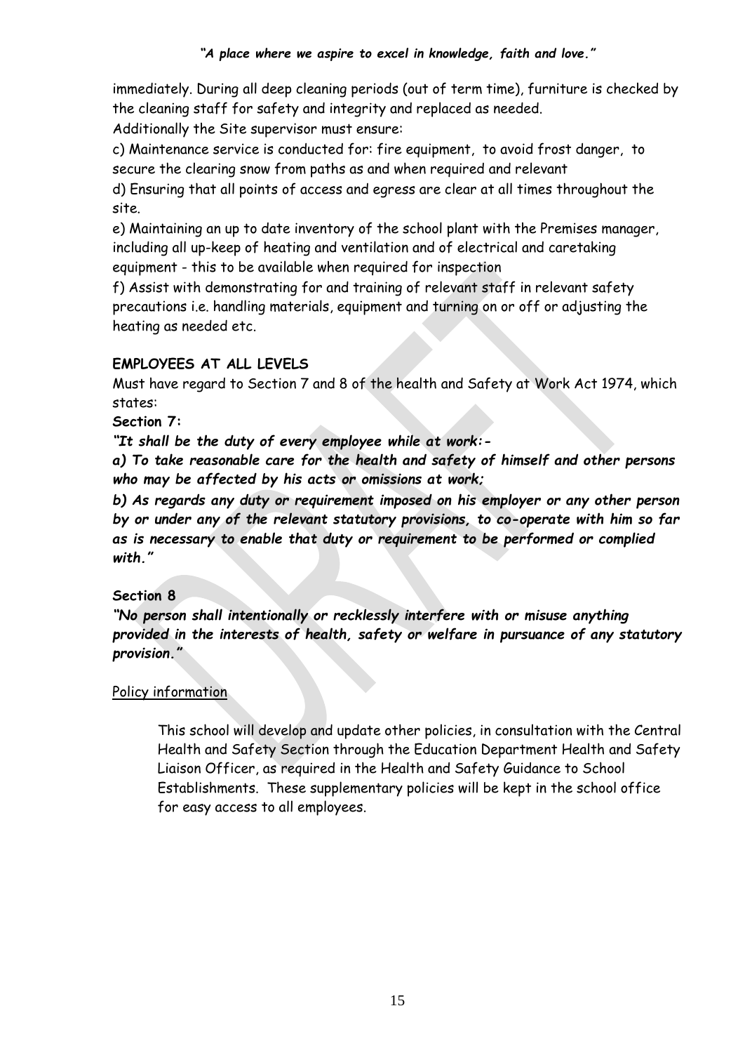immediately. During all deep cleaning periods (out of term time), furniture is checked by the cleaning staff for safety and integrity and replaced as needed.

Additionally the Site supervisor must ensure:

c) Maintenance service is conducted for: fire equipment, to avoid frost danger, to secure the clearing snow from paths as and when required and relevant

d) Ensuring that all points of access and egress are clear at all times throughout the site.

e) Maintaining an up to date inventory of the school plant with the Premises manager, including all up-keep of heating and ventilation and of electrical and caretaking equipment - this to be available when required for inspection

f) Assist with demonstrating for and training of relevant staff in relevant safety precautions i.e. handling materials, equipment and turning on or off or adjusting the heating as needed etc.

**EMPLOYEES AT ALL LEVELS**

Must have regard to Section 7 and 8 of the health and Safety at Work Act 1974, which states:

**Section 7:**

***"It shall be the duty of every employee while at work:-***

***a) To take reasonable care for the health and safety of himself and other persons who may be affected by his acts or omissions at work;***

***b) As regards any duty or requirement imposed on his employer or any other person by or under any of the relevant statutory provisions, to co-operate with him so far as is necessary to enable that duty or requirement to be performed or complied with."***

**Section 8**

***"No person shall intentionally or recklessly interfere with or misuse anything provided in the interests of health, safety or welfare in pursuance of any statutory provision."***

<u>Policy information</u>

This school will develop and update other policies, in consultation with the Central Health and Safety Section through the Education Department Health and Safety Liaison Officer, as required in the Health and Safety Guidance to School Establishments. These supplementary policies will be kept in the school office for easy access to all employees.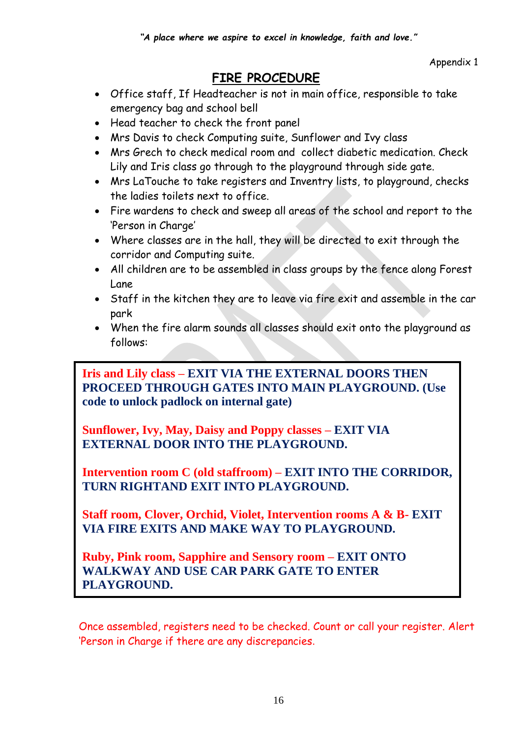*"A place where we aspire to excel in knowledge, faith and love."*

Appendix 1

# FIRE PROCEDURE

- Office staff, If Headteacher is not in main office, responsible to take emergency bag and school bell
- Head teacher to check the front panel
- Mrs Davis to check Computing suite, Sunflower and Ivy class
- Mrs Grech to check medical room and collect diabetic medication. Check Lily and Iris class go through to the playground through side gate.
- Mrs LaTouche to take registers and Inventry lists, to playground, checks the ladies toilets next to office.
- Fire wardens to check and sweep all areas of the school and report to the 'Person in Charge'
- Where classes are in the hall, they will be directed to exit through the corridor and Computing suite.
- All children are to be assembled in class groups by the fence along Forest Lane
- Staff in the kitchen they are to leave via fire exit and assemble in the car park
- When the fire alarm sounds all classes should exit onto the playground as follows:

**Iris and Lily class – EXIT VIA THE EXTERNAL DOORS THEN PROCEED THROUGH GATES INTO MAIN PLAYGROUND. (Use code to unlock padlock on internal gate)**

**Sunflower, Ivy, May, Daisy and Poppy classes – EXIT VIA EXTERNAL DOOR INTO THE PLAYGROUND.**

**Intervention room C (old staffroom) – EXIT INTO THE CORRIDOR, TURN RIGHTAND EXIT INTO PLAYGROUND.**

**Staff room, Clover, Orchid, Violet, Intervention rooms A & B- EXIT VIA FIRE EXITS AND MAKE WAY TO PLAYGROUND.**

**Ruby, Pink room, Sapphire and Sensory room – EXIT ONTO WALKWAY AND USE CAR PARK GATE TO ENTER PLAYGROUND.**

Once assembled, registers need to be checked. Count or call your register. Alert 'Person in Charge if there are any discrepancies.